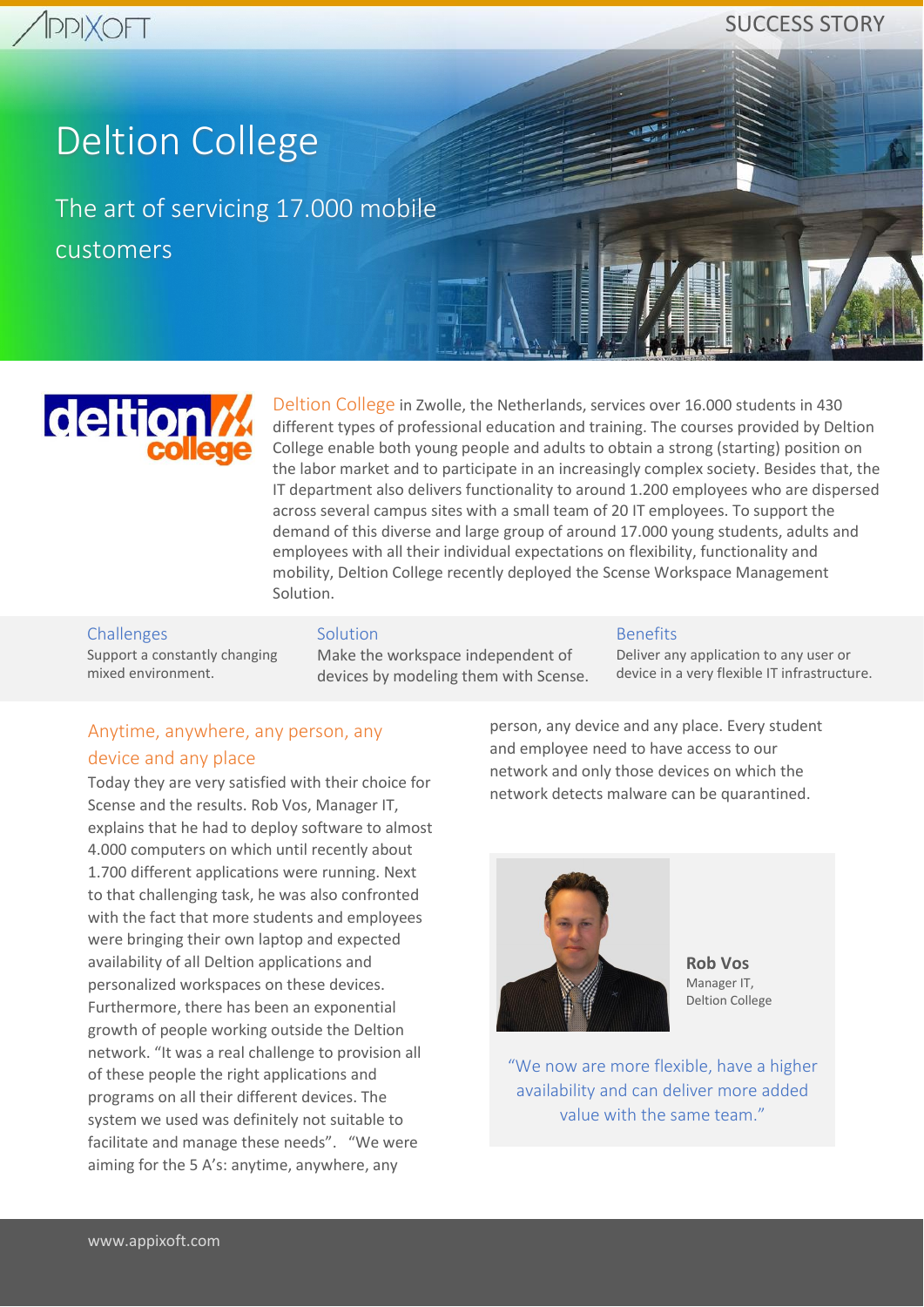SUCCESS STORY

# Deltion College

## The art of servicing 17.000 mobile customers

Deltion College in Zwolle, the Netherlands, services over 16.000 students in 430 different types of professional education and training. The courses provided by Deltion College enable both young people and adults to obtain a strong (starting) position on the labor market and to participate in an increasingly complex society. Besides that, the IT department also delivers functionality to around 1.200 employees who are dispersed across several campus sites with a small team of 20 IT employees. To support the demand of this diverse and large group of around 17.000 young students, adults and employees with all their individual expectations on flexibility, functionality and mobility, Deltion College recently deployed the Scense Workspace Management Solution.

| Challenges | Solution | Benefits |
|---|---|---|
| Support a constantly changing mixed environment. | Make the workspace independent of devices by modeling them with Scense. | Deliver any application to any user or device in a very flexible IT infrastructure. |

### Anytime, anywhere, any person, any device and any place

Today they are very satisfied with their choice for Scense and the results. Rob Vos, Manager IT, explains that he had to deploy software to almost 4.000 computers on which until recently about 1.700 different applications were running. Next to that challenging task, he was also confronted with the fact that more students and employees were bringing their own laptop and expected availability of all Deltion applications and personalized workspaces on these devices. Furthermore, there has been an exponential growth of people working outside the Deltion network. "It was a real challenge to provision all of these people the right applications and programs on all their different devices. The system we used was definitely not suitable to facilitate and manage these needs". "We were aiming for the 5 A's: anytime, anywhere, any person, any device and any place. Every student and employee need to have access to our network and only those devices on which the network detects malware can be quarantined.

**Rob Vos**
Manager IT,
Deltion College

"We now are more flexible, have a higher availability and can deliver more added value with the same team."

www.appixoft.com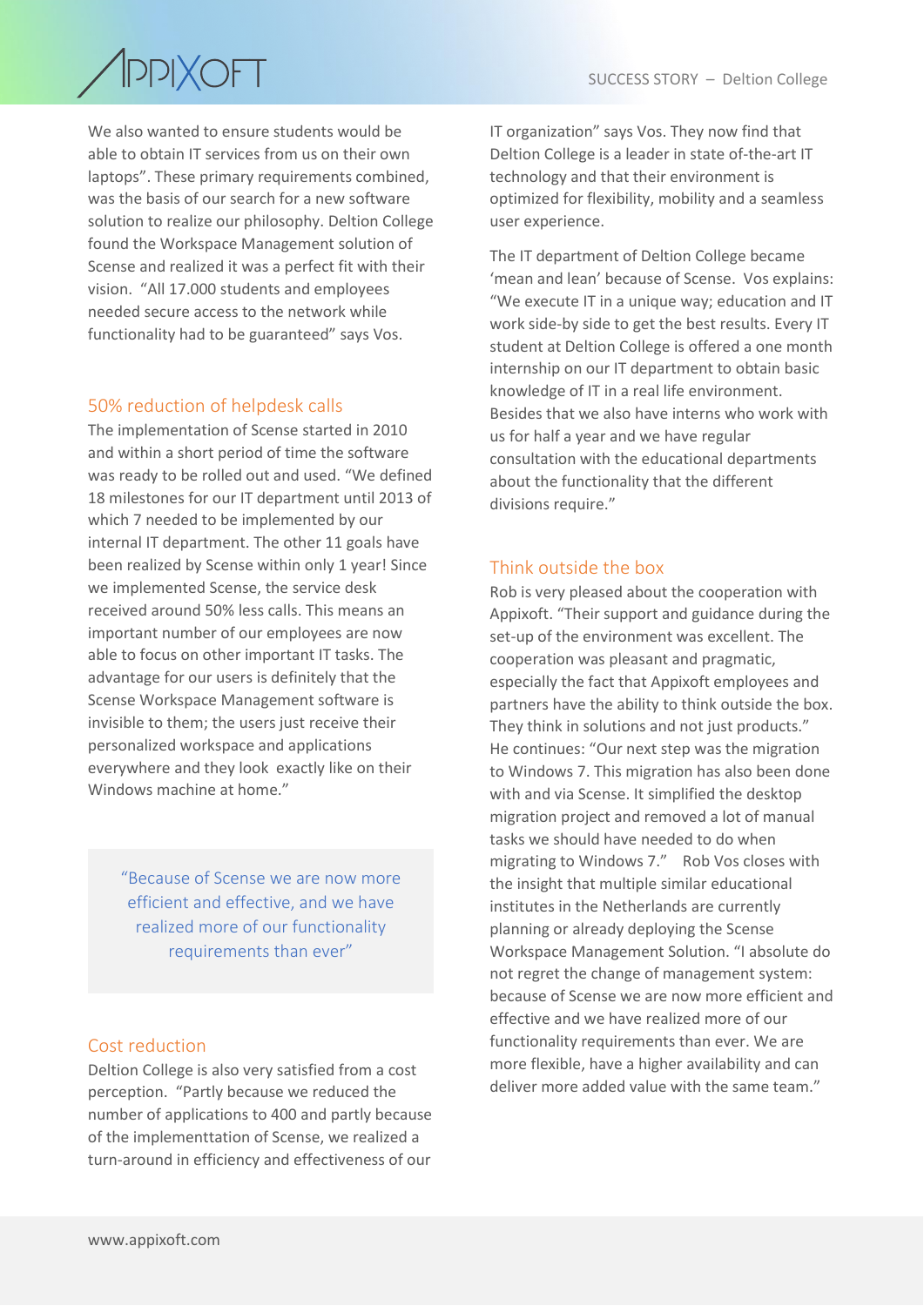We also wanted to ensure students would be able to obtain IT services from us on their own laptops". These primary requirements combined, was the basis of our search for a new software solution to realize our philosophy. Deltion College found the Workspace Management solution of Scense and realized it was a perfect fit with their vision. "All 17.000 students and employees needed secure access to the network while functionality had to be guaranteed" says Vos.

## 50% reduction of helpdesk calls

The implementation of Scense started in 2010 and within a short period of time the software was ready to be rolled out and used. "We defined 18 milestones for our IT department until 2013 of which 7 needed to be implemented by our internal IT department. The other 11 goals have been realized by Scense within only 1 year! Since we implemented Scense, the service desk received around 50% less calls. This means an important number of our employees are now able to focus on other important IT tasks. The advantage for our users is definitely that the Scense Workspace Management software is invisible to them; the users just receive their personalized workspace and applications everywhere and they look exactly like on their Windows machine at home."

> "Because of Scense we are now more efficient and effective, and we have realized more of our functionality requirements than ever"

## Cost reduction

Deltion College is also very satisfied from a cost perception. "Partly because we reduced the number of applications to 400 and partly because of the implemententtation of Scense, we realized a turn-around in efficiency and effectiveness of our IT organization" says Vos. They now find that Deltion College is a leader in state of-the-art IT technology and that their environment is optimized for flexibility, mobility and a seamless user experience.

The IT department of Deltion College became 'mean and lean' because of Scense. Vos explains: "We execute IT in a unique way; education and IT work side-by side to get the best results. Every IT student at Deltion College is offered a one month internship on our IT department to obtain basic knowledge of IT in a real life environment. Besides that we also have interns who work with us for half a year and we have regular consultation with the educational departments about the functionality that the different divisions require."

## Think outside the box

Rob is very pleased about the cooperation with Appixoft. "Their support and guidance during the set-up of the environment was excellent. The cooperation was pleasant and pragmatic, especially the fact that Appixoft employees and partners have the ability to think outside the box. They think in solutions and not just products." He continues: "Our next step was the migration to Windows 7. This migration has also been done with and via Scense. It simplified the desktop migration project and removed a lot of manual tasks we should have needed to do when migrating to Windows 7." Rob Vos closes with the insight that multiple similar educational institutes in the Netherlands are currently planning or already deploying the Scense Workspace Management Solution. "I absolute do not regret the change of management system: because of Scense we are now more efficient and effective and we have realized more of our functionality requirements than ever. We are more flexible, have a higher availability and can deliver more added value with the same team."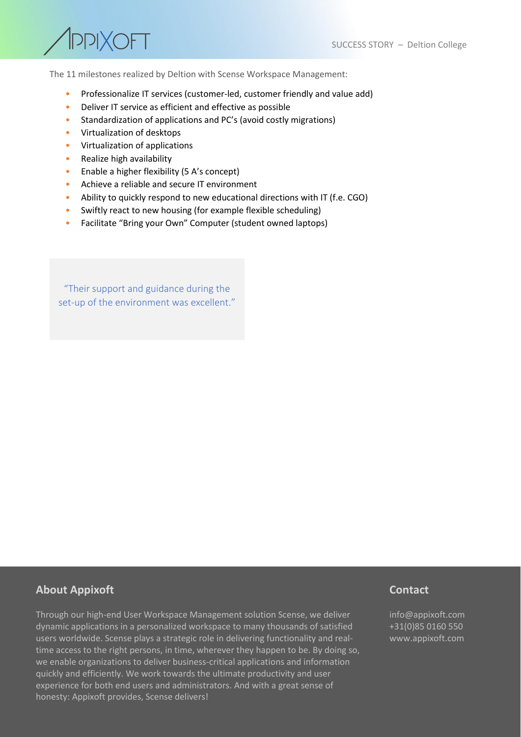The 11 milestones realized by Deltion with Scense Workspace Management:

- Professionalize IT services (customer-led, customer friendly and value add)
- Deliver IT service as efficient and effective as possible
- Standardization of applications and PC's (avoid costly migrations)
- Virtualization of desktops
- Virtualization of applications
- Realize high availability
- Enable a higher flexibility (5 A's concept)
- Achieve a reliable and secure IT environment
- Ability to quickly respond to new educational directions with IT (f.e. CGO)
- Swiftly react to new housing (for example flexible scheduling)
- Facilitate "Bring your Own" Computer (student owned laptops)

> "Their support and guidance during the set-up of the environment was excellent."

## About Appixoft

Through our high-end User Workspace Management solution Scense, we deliver dynamic applications in a personalized workspace to many thousands of satisfied users worldwide. Scense plays a strategic role in delivering functionality and real-time access to the right persons, in time, wherever they happen to be. By doing so, we enable organizations to deliver business-critical applications and information quickly and efficiently. We work towards the ultimate productivity and user experience for both end users and administrators. And with a great sense of honesty: Appixoft provides, Scense delivers!

## Contact

info@appixoft.com
+31(0)85 0160 550
www.appixoft.com